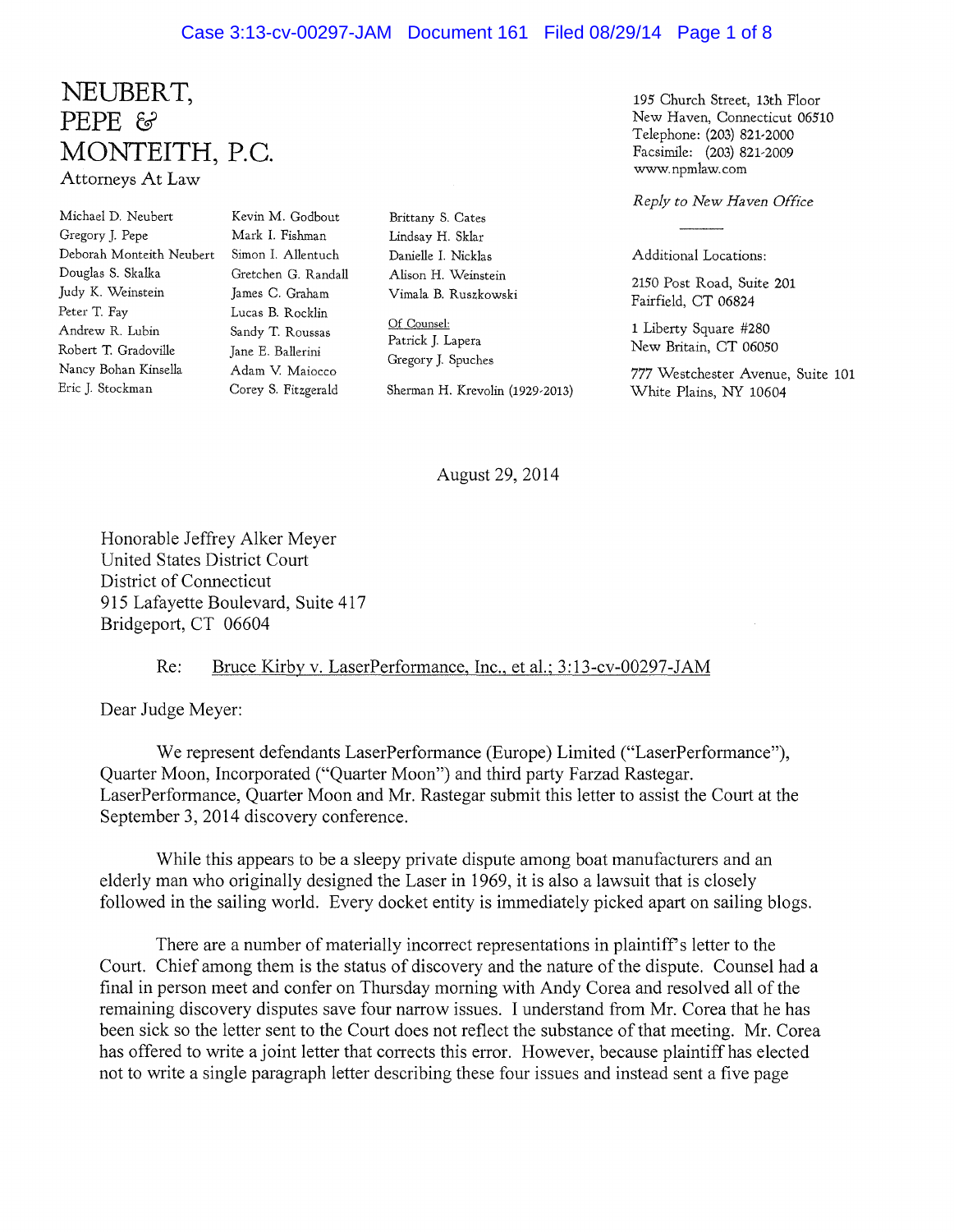# NEUBERT, PEPE & MONTEITH, P.C.

Attorneys At Law

Michael D. Neubert
Gregory J. Pepe
Deborah Monteith Neubert
Douglas S. Skalka
Judy K. Weinstein
Peter T. Fay
Andrew R. Lubin
Robert T. Gradoville
Nancy Bohan Kinsella
Eric J. Stockman

Kevin M. Godbout
Mark I. Fishman
Simon I. Allentuch
Gretchen G. Randall
James C. Graham
Lucas B. Rocklin
Sandy T. Roussas
Jane E. Ballerini
Adam V. Maiocco
Corey S. Fitzgerald

Brittany S. Cates
Lindsay H. Sklar
Danielle I. Nicklas
Alison H. Weinstein
Vimala B. Ruszkowski

Of Counsel:
Patrick J. Lapera
Gregory J. Spuches

Sherman H. Krevolin (1929-2013)

195 Church Street, 13th Floor
New Haven, Connecticut 06510
Telephone: (203) 821-2000
Facsimile: (203) 821-2009
www.npmlaw.com

*Reply to New Haven Office*

Additional Locations:

2150 Post Road, Suite 201
Fairfield, CT 06824

1 Liberty Square #280
New Britain, CT 06050

777 Westchester Avenue, Suite 101
White Plains, NY 10604

August 29, 2014

Honorable Jeffrey Alker Meyer
United States District Court
District of Connecticut
915 Lafayette Boulevard, Suite 417
Bridgeport, CT 06604

Re: Bruce Kirby v. LaserPerformance, Inc., et al.; 3:13-cv-00297-JAM

Dear Judge Meyer:

We represent defendants LaserPerformance (Europe) Limited ("LaserPerformance"), Quarter Moon, Incorporated ("Quarter Moon") and third party Farzad Rastegar. LaserPerformance, Quarter Moon and Mr. Rastegar submit this letter to assist the Court at the September 3, 2014 discovery conference.

While this appears to be a sleepy private dispute among boat manufacturers and an elderly man who originally designed the Laser in 1969, it is also a lawsuit that is closely followed in the sailing world. Every docket entity is immediately picked apart on sailing blogs.

There are a number of materially incorrect representations in plaintiff's letter to the Court. Chief among them is the status of discovery and the nature of the dispute. Counsel had a final in person meet and confer on Thursday morning with Andy Corea and resolved all of the remaining discovery disputes save four narrow issues. I understand from Mr. Corea that he has been sick so the letter sent to the Court does not reflect the substance of that meeting. Mr. Corea has offered to write a joint letter that corrects this error. However, because plaintiff has elected not to write a single paragraph letter describing these four issues and instead sent a five page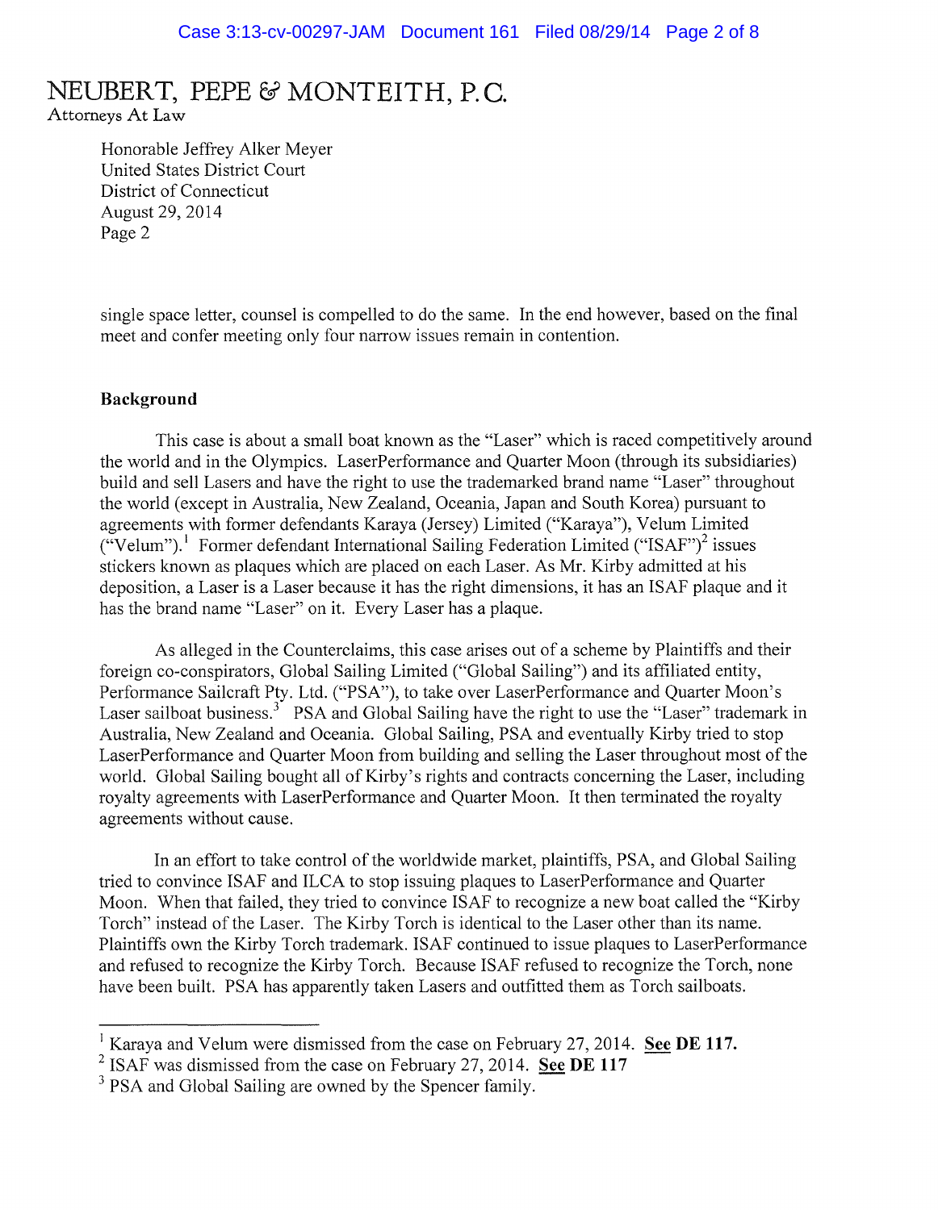single space letter, counsel is compelled to do the same. In the end however, based on the final meet and confer meeting only four narrow issues remain in contention.

**Background**

This case is about a small boat known as the "Laser" which is raced competitively around the world and in the Olympics. LaserPerformance and Quarter Moon (through its subsidiaries) build and sell Lasers and have the right to use the trademarked brand name "Laser" throughout the world (except in Australia, New Zealand, Oceania, Japan and South Korea) pursuant to agreements with former defendants Karaya (Jersey) Limited ("Karaya"), Velum Limited ("Velum").[1] Former defendant International Sailing Federation Limited ("ISAF")[2] issues stickers known as plaques which are placed on each Laser. As Mr. Kirby admitted at his deposition, a Laser is a Laser because it has the right dimensions, it has an ISAF plaque and it has the brand name "Laser" on it. Every Laser has a plaque.

As alleged in the Counterclaims, this case arises out of a scheme by Plaintiffs and their foreign co-conspirators, Global Sailing Limited ("Global Sailing") and its affiliated entity, Performance Sailcraft Pty. Ltd. ("PSA"), to take over LaserPerformance and Quarter Moon's Laser sailboat business.[3] PSA and Global Sailing have the right to use the "Laser" trademark in Australia, New Zealand and Oceania. Global Sailing, PSA and eventually Kirby tried to stop LaserPerformance and Quarter Moon from building and selling the Laser throughout most of the world. Global Sailing bought all of Kirby's rights and contracts concerning the Laser, including royalty agreements with LaserPerformance and Quarter Moon. It then terminated the royalty agreements without cause.

In an effort to take control of the worldwide market, plaintiffs, PSA, and Global Sailing tried to convince ISAF and ILCA to stop issuing plaques to LaserPerformance and Quarter Moon. When that failed, they tried to convince ISAF to recognize a new boat called the "Kirby Torch" instead of the Laser. The Kirby Torch is identical to the Laser other than its name. Plaintiffs own the Kirby Torch trademark. ISAF continued to issue plaques to LaserPerformance and refused to recognize the Kirby Torch. Because ISAF refused to recognize the Torch, none have been built. PSA has apparently taken Lasers and outfitted them as Torch sailboats.

---

[1] Karaya and Velum were dismissed from the case on February 27, 2014. **<u>See</u> DE 117.**

[2] ISAF was dismissed from the case on February 27, 2014. **<u>See</u> DE 117**

[3] PSA and Global Sailing are owned by the Spencer family.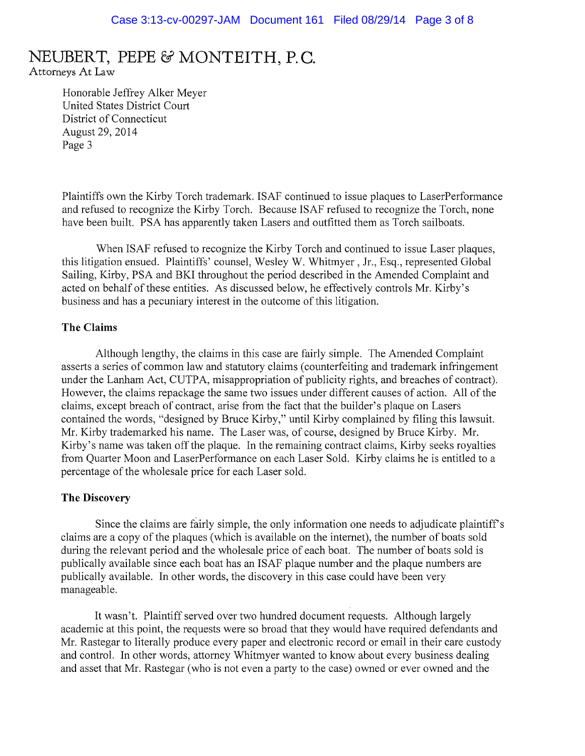Plaintiffs own the Kirby Torch trademark. ISAF continued to issue plaques to LaserPerformance and refused to recognize the Kirby Torch. Because ISAF refused to recognize the Torch, none have been built. PSA has apparently taken Lasers and outfitted them as Torch sailboats.

When ISAF refused to recognize the Kirby Torch and continued to issue Laser plaques, this litigation ensued. Plaintiffs' counsel, Wesley W. Whitmyer , Jr., Esq., represented Global Sailing, Kirby, PSA and BKI throughout the period described in the Amended Complaint and acted on behalf of these entities. As discussed below, he effectively controls Mr. Kirby's business and has a pecuniary interest in the outcome of this litigation.

**The Claims**

Although lengthy, the claims in this case are fairly simple. The Amended Complaint asserts a series of common law and statutory claims (counterfeiting and trademark infringement under the Lanham Act, CUTPA, misappropriation of publicity rights, and breaches of contract). However, the claims repackage the same two issues under different causes of action. All of the claims, except breach of contract, arise from the fact that the builder's plaque on Lasers contained the words, "designed by Bruce Kirby," until Kirby complained by filing this lawsuit. Mr. Kirby trademarked his name. The Laser was, of course, designed by Bruce Kirby. Mr. Kirby's name was taken off the plaque. In the remaining contract claims, Kirby seeks royalties from Quarter Moon and LaserPerformance on each Laser Sold. Kirby claims he is entitled to a percentage of the wholesale price for each Laser sold.

**The Discovery**

Since the claims are fairly simple, the only information one needs to adjudicate plaintiff's claims are a copy of the plaques (which is available on the internet), the number of boats sold during the relevant period and the wholesale price of each boat. The number of boats sold is publically available since each boat has an ISAF plaque number and the plaque numbers are publically available. In other words, the discovery in this case could have been very manageable.

It wasn't. Plaintiff served over two hundred document requests. Although largely academic at this point, the requests were so broad that they would have required defendants and Mr. Rastegar to literally produce every paper and electronic record or email in their care custody and control. In other words, attorney Whitmyer wanted to know about every business dealing and asset that Mr. Rastegar (who is not even a party to the case) owned or ever owned and the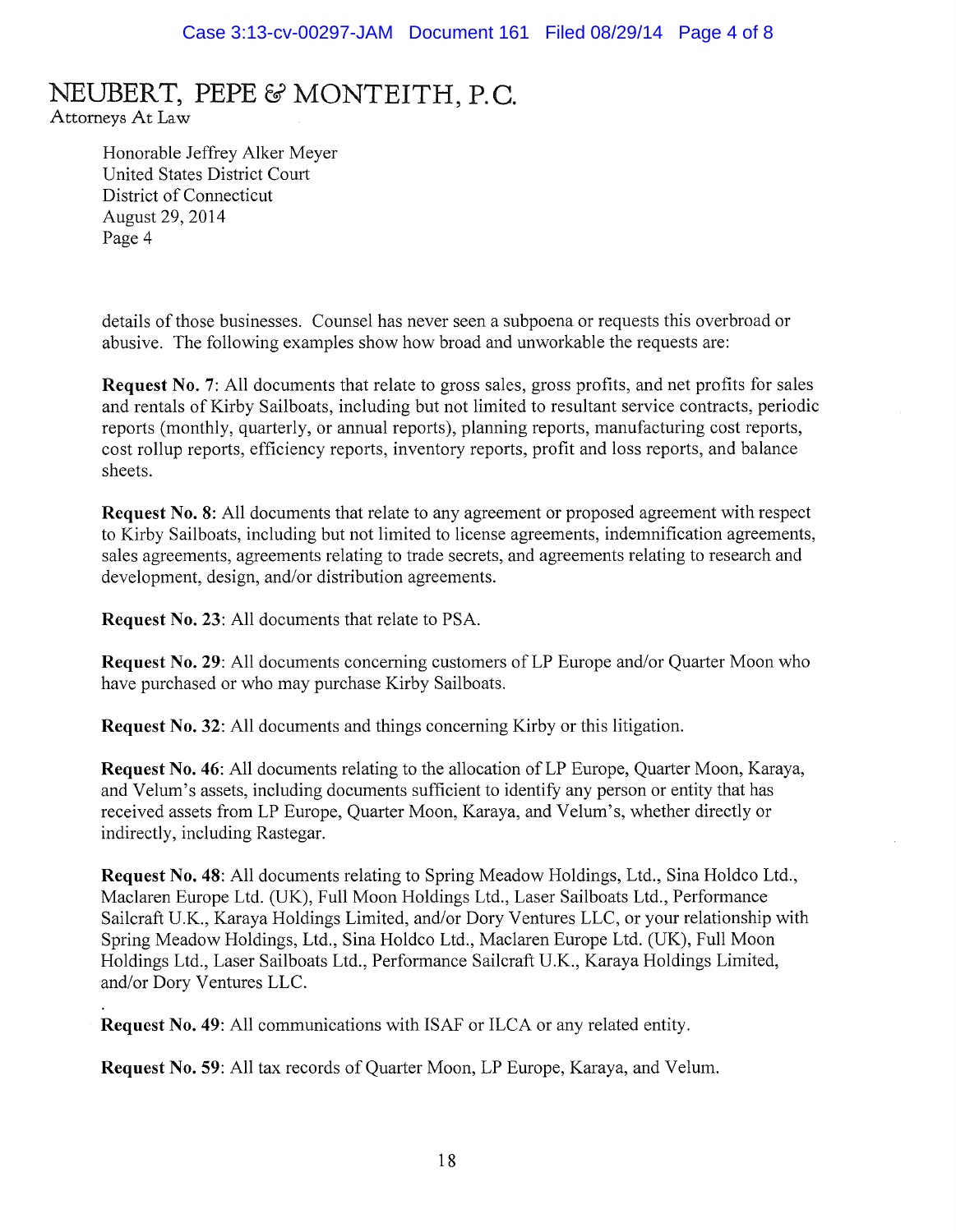details of those businesses. Counsel has never seen a subpoena or requests this overbroad or abusive. The following examples show how broad and unworkable the requests are:

**Request No. 7**: All documents that relate to gross sales, gross profits, and net profits for sales and rentals of Kirby Sailboats, including but not limited to resultant service contracts, periodic reports (monthly, quarterly, or annual reports), planning reports, manufacturing cost reports, cost rollup reports, efficiency reports, inventory reports, profit and loss reports, and balance sheets.

**Request No. 8**: All documents that relate to any agreement or proposed agreement with respect to Kirby Sailboats, including but not limited to license agreements, indemnification agreements, sales agreements, agreements relating to trade secrets, and agreements relating to research and development, design, and/or distribution agreements.

**Request No. 23**: All documents that relate to PSA.

**Request No. 29**: All documents concerning customers of LP Europe and/or Quarter Moon who have purchased or who may purchase Kirby Sailboats.

**Request No. 32**: All documents and things concerning Kirby or this litigation.

**Request No. 46**: All documents relating to the allocation of LP Europe, Quarter Moon, Karaya, and Velum's assets, including documents sufficient to identify any person or entity that has received assets from LP Europe, Quarter Moon, Karaya, and Velum's, whether directly or indirectly, including Rastegar.

**Request No. 48**: All documents relating to Spring Meadow Holdings, Ltd., Sina Holdco Ltd., Maclaren Europe Ltd. (UK), Full Moon Holdings Ltd., Laser Sailboats Ltd., Performance Sailcraft U.K., Karaya Holdings Limited, and/or Dory Ventures LLC, or your relationship with Spring Meadow Holdings, Ltd., Sina Holdco Ltd., Maclaren Europe Ltd. (UK), Full Moon Holdings Ltd., Laser Sailboats Ltd., Performance Sailcraft U.K., Karaya Holdings Limited, and/or Dory Ventures LLC.

**Request No. 49**: All communications with ISAF or ILCA or any related entity.

**Request No. 59**: All tax records of Quarter Moon, LP Europe, Karaya, and Velum.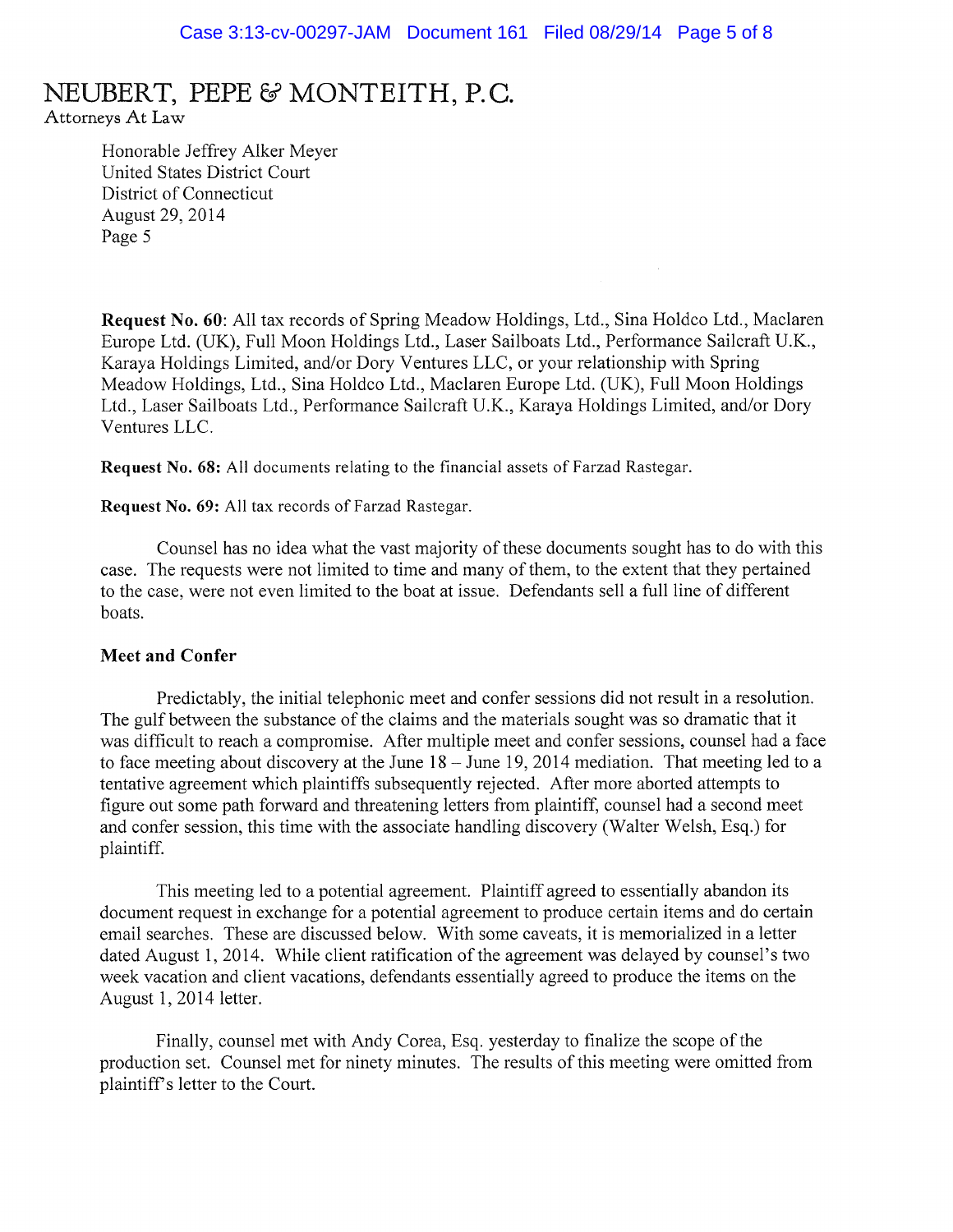NEUBERT, PEPE & MONTEITH, P.C.
Attorneys At Law

Honorable Jeffrey Alker Meyer
United States District Court
District of Connecticut
August 29, 2014
Page 5

**Request No. 60**: All tax records of Spring Meadow Holdings, Ltd., Sina Holdco Ltd., Maclaren Europe Ltd. (UK), Full Moon Holdings Ltd., Laser Sailboats Ltd., Performance Sailcraft U.K., Karaya Holdings Limited, and/or Dory Ventures LLC, or your relationship with Spring Meadow Holdings, Ltd., Sina Holdco Ltd., Maclaren Europe Ltd. (UK), Full Moon Holdings Ltd., Laser Sailboats Ltd., Performance Sailcraft U.K., Karaya Holdings Limited, and/or Dory Ventures LLC.

**Request No. 68:** All documents relating to the financial assets of Farzad Rastegar.

**Request No. 69:** All tax records of Farzad Rastegar.

Counsel has no idea what the vast majority of these documents sought has to do with this case. The requests were not limited to time and many of them, to the extent that they pertained to the case, were not even limited to the boat at issue. Defendants sell a full line of different boats.

**Meet and Confer**

Predictably, the initial telephonic meet and confer sessions did not result in a resolution. The gulf between the substance of the claims and the materials sought was so dramatic that it was difficult to reach a compromise. After multiple meet and confer sessions, counsel had a face to face meeting about discovery at the June 18 – June 19, 2014 mediation. That meeting led to a tentative agreement which plaintiffs subsequently rejected. After more aborted attempts to figure out some path forward and threatening letters from plaintiff, counsel had a second meet and confer session, this time with the associate handling discovery (Walter Welsh, Esq.) for plaintiff.

This meeting led to a potential agreement. Plaintiff agreed to essentially abandon its document request in exchange for a potential agreement to produce certain items and do certain email searches. These are discussed below. With some caveats, it is memorialized in a letter dated August 1, 2014. While client ratification of the agreement was delayed by counsel's two week vacation and client vacations, defendants essentially agreed to produce the items on the August 1, 2014 letter.

Finally, counsel met with Andy Corea, Esq. yesterday to finalize the scope of the production set. Counsel met for ninety minutes. The results of this meeting were omitted from plaintiff's letter to the Court.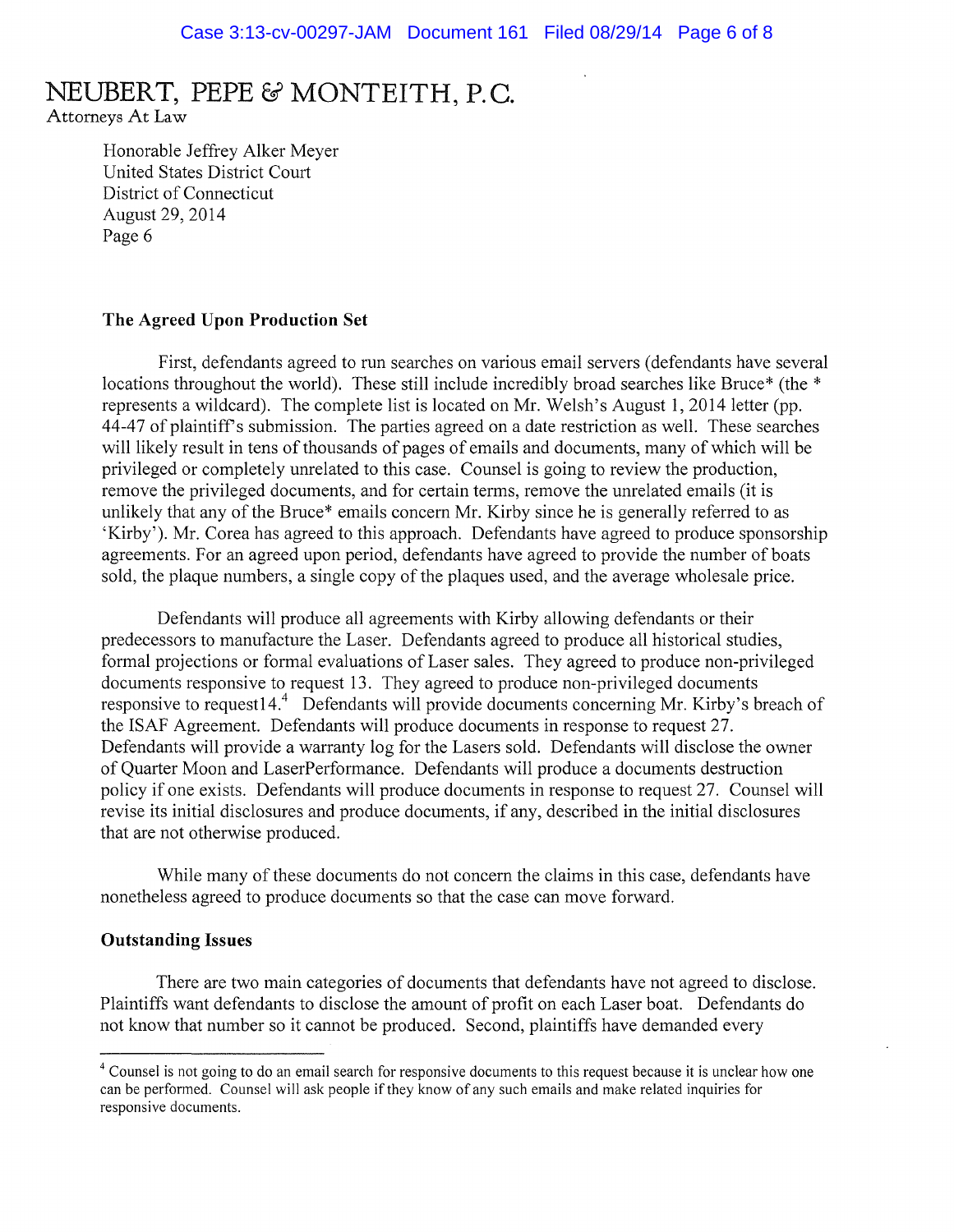# NEUBERT, PEPE & MONTEITH, P.C.

Attorneys At Law

Honorable Jeffrey Alker Meyer
United States District Court
District of Connecticut
August 29, 2014
Page 6

**The Agreed Upon Production Set**

First, defendants agreed to run searches on various email servers (defendants have several locations throughout the world). These still include incredibly broad searches like Bruce* (the * represents a wildcard). The complete list is located on Mr. Welsh's August 1, 2014 letter (pp. 44-47 of plaintiff's submission. The parties agreed on a date restriction as well. These searches will likely result in tens of thousands of pages of emails and documents, many of which will be privileged or completely unrelated to this case. Counsel is going to review the production, remove the privileged documents, and for certain terms, remove the unrelated emails (it is unlikely that any of the Bruce* emails concern Mr. Kirby since he is generally referred to as 'Kirby'). Mr. Corea has agreed to this approach. Defendants have agreed to produce sponsorship agreements. For an agreed upon period, defendants have agreed to provide the number of boats sold, the plaque numbers, a single copy of the plaques used, and the average wholesale price.

Defendants will produce all agreements with Kirby allowing defendants or their predecessors to manufacture the Laser. Defendants agreed to produce all historical studies, formal projections or formal evaluations of Laser sales. They agreed to produce non-privileged documents responsive to request 13. They agreed to produce non-privileged documents responsive to request14.[4] Defendants will provide documents concerning Mr. Kirby's breach of the ISAF Agreement. Defendants will produce documents in response to request 27. Defendants will provide a warranty log for the Lasers sold. Defendants will disclose the owner of Quarter Moon and LaserPerformance. Defendants will produce a documents destruction policy if one exists. Defendants will produce documents in response to request 27. Counsel will revise its initial disclosures and produce documents, if any, described in the initial disclosures that are not otherwise produced.

While many of these documents do not concern the claims in this case, defendants have nonetheless agreed to produce documents so that the case can move forward.

**Outstanding Issues**

There are two main categories of documents that defendants have not agreed to disclose. Plaintiffs want defendants to disclose the amount of profit on each Laser boat. Defendants do not know that number so it cannot be produced. Second, plaintiffs have demanded every

---

[4] Counsel is not going to do an email search for responsive documents to this request because it is unclear how one can be performed. Counsel will ask people if they know of any such emails and make related inquiries for responsive documents.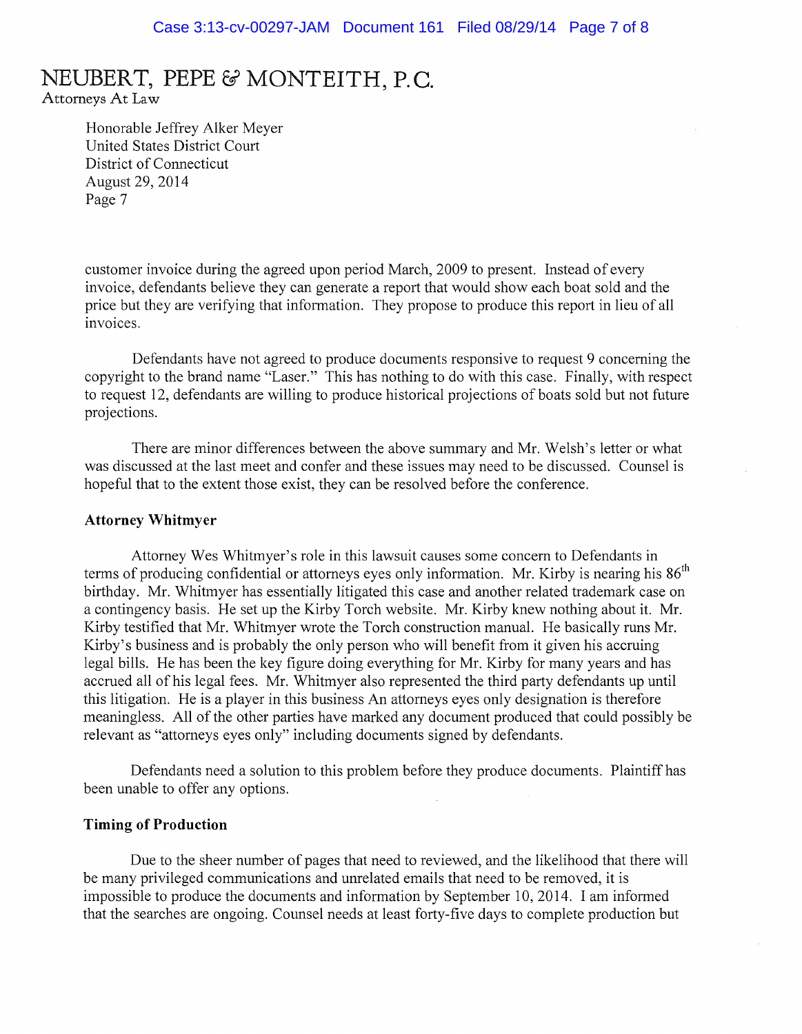NEUBERT, PEPE & MONTEITH, P.C.
Attorneys At Law

Honorable Jeffrey Alker Meyer
United States District Court
District of Connecticut
August 29, 2014
Page 7

customer invoice during the agreed upon period March, 2009 to present. Instead of every invoice, defendants believe they can generate a report that would show each boat sold and the price but they are verifying that information. They propose to produce this report in lieu of all invoices.

Defendants have not agreed to produce documents responsive to request 9 concerning the copyright to the brand name "Laser." This has nothing to do with this case. Finally, with respect to request 12, defendants are willing to produce historical projections of boats sold but not future projections.

There are minor differences between the above summary and Mr. Welsh's letter or what was discussed at the last meet and confer and these issues may need to be discussed. Counsel is hopeful that to the extent those exist, they can be resolved before the conference.

**Attorney Whitmyer**

Attorney Wes Whitmyer's role in this lawsuit causes some concern to Defendants in terms of producing confidential or attorneys eyes only information. Mr. Kirby is nearing his 86th birthday. Mr. Whitmyer has essentially litigated this case and another related trademark case on a contingency basis. He set up the Kirby Torch website. Mr. Kirby knew nothing about it. Mr. Kirby testified that Mr. Whitmyer wrote the Torch construction manual. He basically runs Mr. Kirby's business and is probably the only person who will benefit from it given his accruing legal bills. He has been the key figure doing everything for Mr. Kirby for many years and has accrued all of his legal fees. Mr. Whitmyer also represented the third party defendants up until this litigation. He is a player in this business An attorneys eyes only designation is therefore meaningless. All of the other parties have marked any document produced that could possibly be relevant as "attorneys eyes only" including documents signed by defendants.

Defendants need a solution to this problem before they produce documents. Plaintiff has been unable to offer any options.

**Timing of Production**

Due to the sheer number of pages that need to reviewed, and the likelihood that there will be many privileged communications and unrelated emails that need to be removed, it is impossible to produce the documents and information by September 10, 2014. I am informed that the searches are ongoing. Counsel needs at least forty-five days to complete production but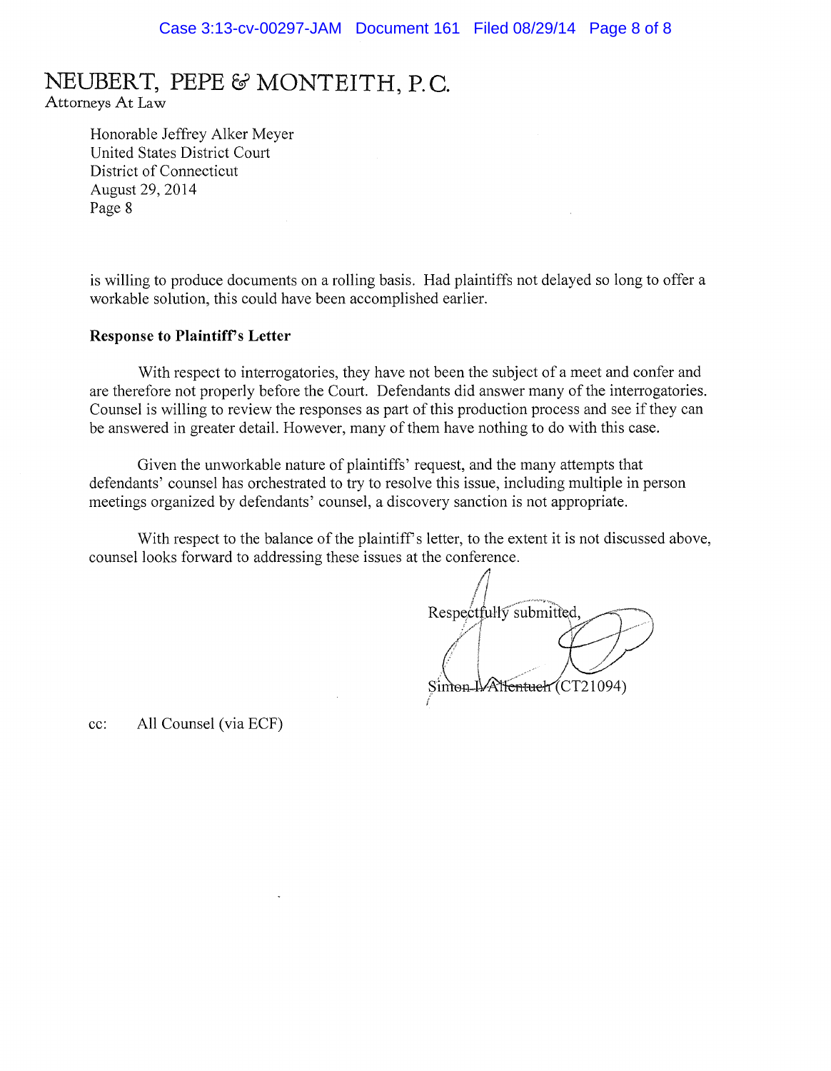NEUBERT, PEPE & MONTEITH, P.C.
Attorneys At Law

Honorable Jeffrey Alker Meyer
United States District Court
District of Connecticut
August 29, 2014
Page 8

is willing to produce documents on a rolling basis. Had plaintiffs not delayed so long to offer a workable solution, this could have been accomplished earlier.

**Response to Plaintiff's Letter**

With respect to interrogatories, they have not been the subject of a meet and confer and are therefore not properly before the Court. Defendants did answer many of the interrogatories. Counsel is willing to review the responses as part of this production process and see if they can be answered in greater detail. However, many of them have nothing to do with this case.

Given the unworkable nature of plaintiffs' request, and the many attempts that defendants' counsel has orchestrated to try to resolve this issue, including multiple in person meetings organized by defendants' counsel, a discovery sanction is not appropriate.

With respect to the balance of the plaintiff's letter, to the extent it is not discussed above, counsel looks forward to addressing these issues at the conference.

Respectfully submitted,

Simon I. Allentuch (CT21094)

cc: All Counsel (via ECF)